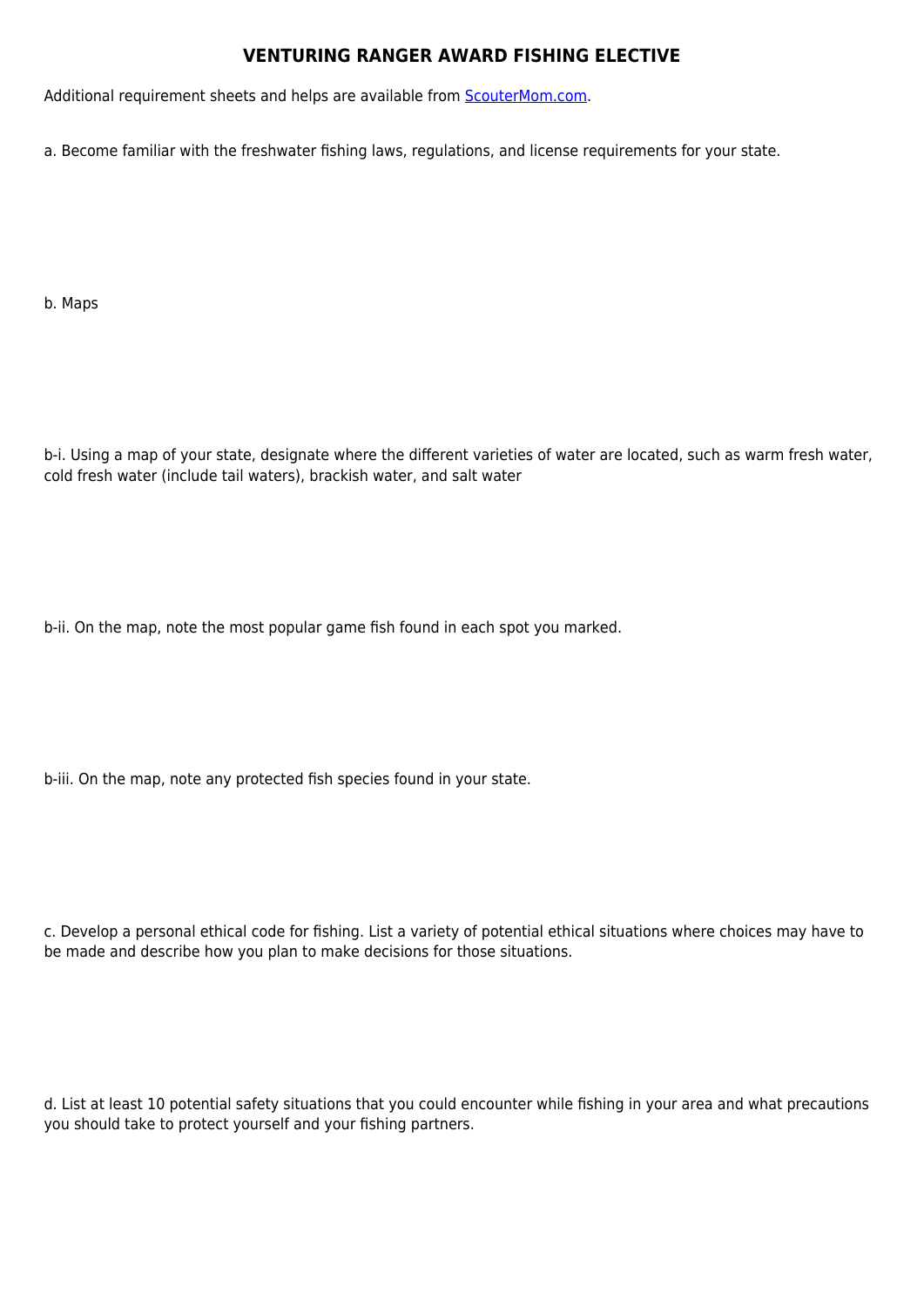# VENTURING RANGER AWARD FISHING ELECTIVE

Additional requirement sheets and helps are available from [ScouterMom.com](ScouterMom.com).

a. Become familiar with the freshwater fishing laws, regulations, and license requirements for your state.

b. Maps

b-i. Using a map of your state, designate where the different varieties of water are located, such as warm fresh water, cold fresh water (include tail waters), brackish water, and salt water

b-ii. On the map, note the most popular game fish found in each spot you marked.

b-iii. On the map, note any protected fish species found in your state.

c. Develop a personal ethical code for fishing. List a variety of potential ethical situations where choices may have to be made and describe how you plan to make decisions for those situations.

d. List at least 10 potential safety situations that you could encounter while fishing in your area and what precautions you should take to protect yourself and your fishing partners.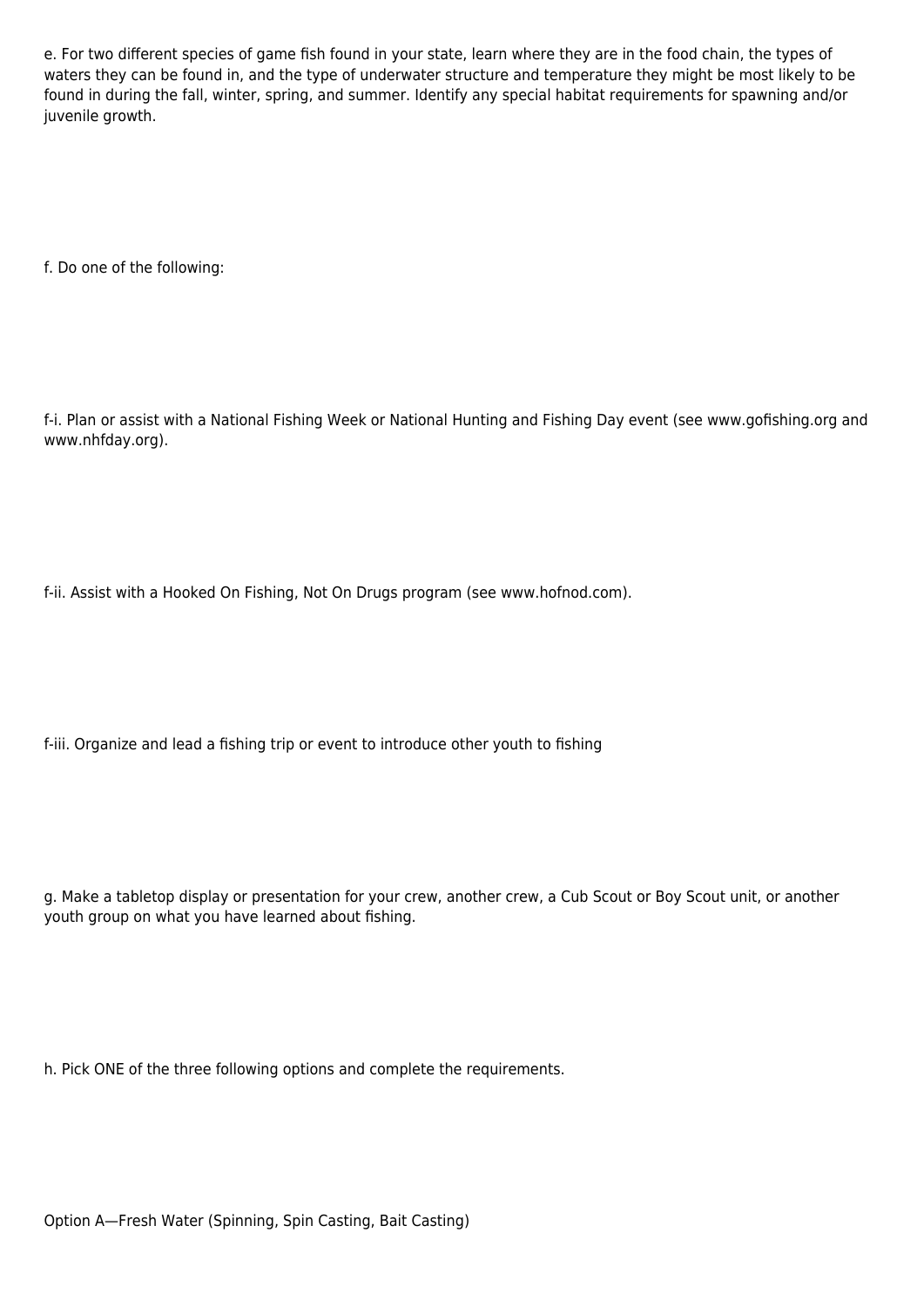e. For two different species of game fish found in your state, learn where they are in the food chain, the types of waters they can be found in, and the type of underwater structure and temperature they might be most likely to be found in during the fall, winter, spring, and summer. Identify any special habitat requirements for spawning and/or juvenile growth.

f. Do one of the following:

f-i. Plan or assist with a National Fishing Week or National Hunting and Fishing Day event (see www.gofishing.org and www.nhfday.org).

f-ii. Assist with a Hooked On Fishing, Not On Drugs program (see www.hofnod.com).

f-iii. Organize and lead a fishing trip or event to introduce other youth to fishing

g. Make a tabletop display or presentation for your crew, another crew, a Cub Scout or Boy Scout unit, or another youth group on what you have learned about fishing.

h. Pick ONE of the three following options and complete the requirements.

Option A—Fresh Water (Spinning, Spin Casting, Bait Casting)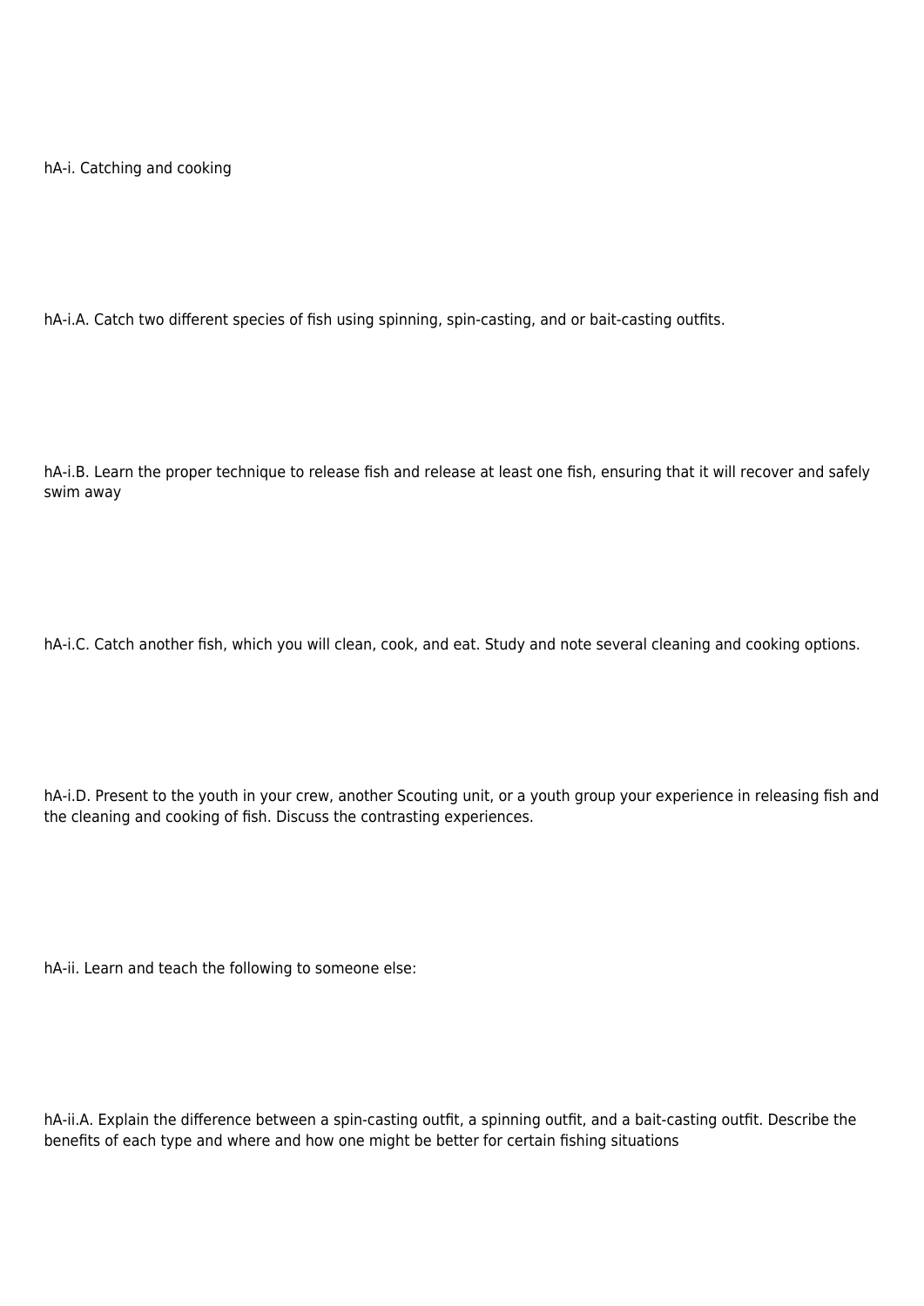hA-i. Catching and cooking

hA-i.A. Catch two different species of fish using spinning, spin-casting, and or bait-casting outfits.

hA-i.B. Learn the proper technique to release fish and release at least one fish, ensuring that it will recover and safely swim away

hA-i.C. Catch another fish, which you will clean, cook, and eat. Study and note several cleaning and cooking options.

hA-i.D. Present to the youth in your crew, another Scouting unit, or a youth group your experience in releasing fish and the cleaning and cooking of fish. Discuss the contrasting experiences.

hA-ii. Learn and teach the following to someone else:

hA-ii.A. Explain the difference between a spin-casting outfit, a spinning outfit, and a bait-casting outfit. Describe the benefits of each type and where and how one might be better for certain fishing situations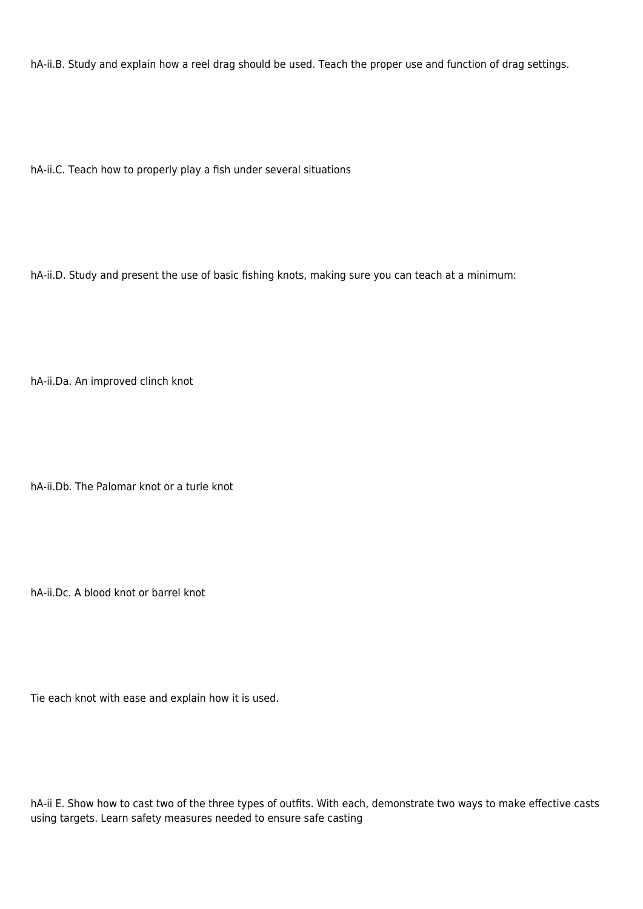hA-ii.B. Study and explain how a reel drag should be used. Teach the proper use and function of drag settings.

hA-ii.C. Teach how to properly play a fish under several situations

hA-ii.D. Study and present the use of basic fishing knots, making sure you can teach at a minimum:

hA-ii.Da. An improved clinch knot

hA-ii.Db. The Palomar knot or a turle knot

hA-ii.Dc. A blood knot or barrel knot

Tie each knot with ease and explain how it is used.

hA-ii E. Show how to cast two of the three types of outfits. With each, demonstrate two ways to make effective casts using targets. Learn safety measures needed to ensure safe casting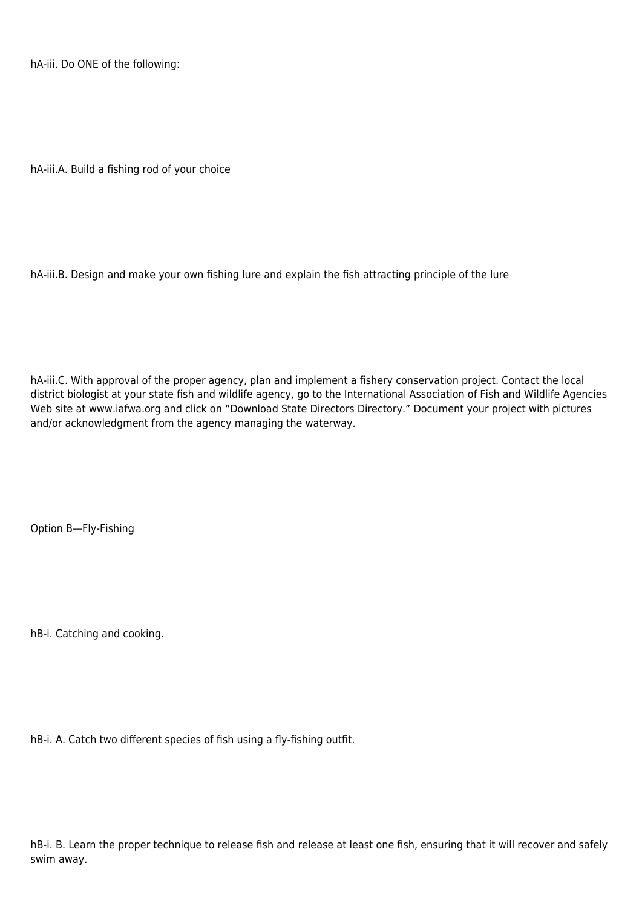hA-iii. Do ONE of the following:

hA-iii.A. Build a fishing rod of your choice

hA-iii.B. Design and make your own fishing lure and explain the fish attracting principle of the lure

hA-iii.C. With approval of the proper agency, plan and implement a fishery conservation project. Contact the local district biologist at your state fish and wildlife agency, go to the International Association of Fish and Wildlife Agencies Web site at www.iafwa.org and click on "Download State Directors Directory." Document your project with pictures and/or acknowledgment from the agency managing the waterway.

Option B—Fly-Fishing

hB-i. Catching and cooking.

hB-i. A. Catch two different species of fish using a fly-fishing outfit.

hB-i. B. Learn the proper technique to release fish and release at least one fish, ensuring that it will recover and safely swim away.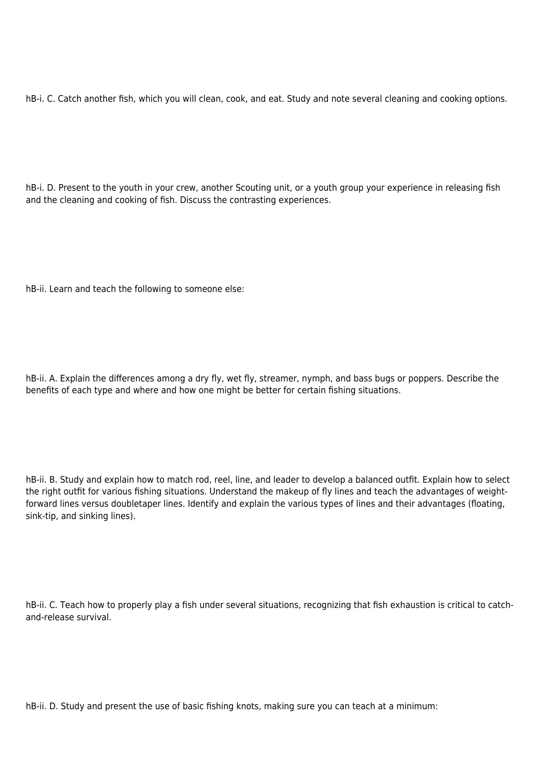hB-i. C. Catch another fish, which you will clean, cook, and eat. Study and note several cleaning and cooking options.

hB-i. D. Present to the youth in your crew, another Scouting unit, or a youth group your experience in releasing fish and the cleaning and cooking of fish. Discuss the contrasting experiences.

hB-ii. Learn and teach the following to someone else:

hB-ii. A. Explain the differences among a dry fly, wet fly, streamer, nymph, and bass bugs or poppers. Describe the benefits of each type and where and how one might be better for certain fishing situations.

hB-ii. B. Study and explain how to match rod, reel, line, and leader to develop a balanced outfit. Explain how to select the right outfit for various fishing situations. Understand the makeup of fly lines and teach the advantages of weight-forward lines versus doubletaper lines. Identify and explain the various types of lines and their advantages (floating, sink-tip, and sinking lines).

hB-ii. C. Teach how to properly play a fish under several situations, recognizing that fish exhaustion is critical to catch-and-release survival.

hB-ii. D. Study and present the use of basic fishing knots, making sure you can teach at a minimum: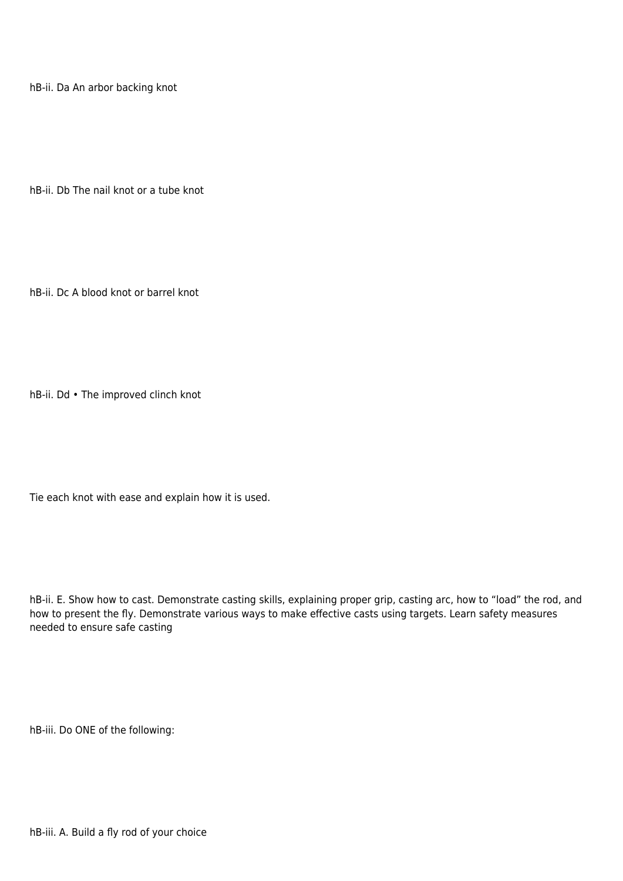hB-ii. Da An arbor backing knot

hB-ii. Db The nail knot or a tube knot

hB-ii. Dc A blood knot or barrel knot

hB-ii. Dd • The improved clinch knot

Tie each knot with ease and explain how it is used.

hB-ii. E. Show how to cast. Demonstrate casting skills, explaining proper grip, casting arc, how to “load” the rod, and how to present the fly. Demonstrate various ways to make effective casts using targets. Learn safety measures needed to ensure safe casting

hB-iii. Do ONE of the following:

hB-iii. A. Build a fly rod of your choice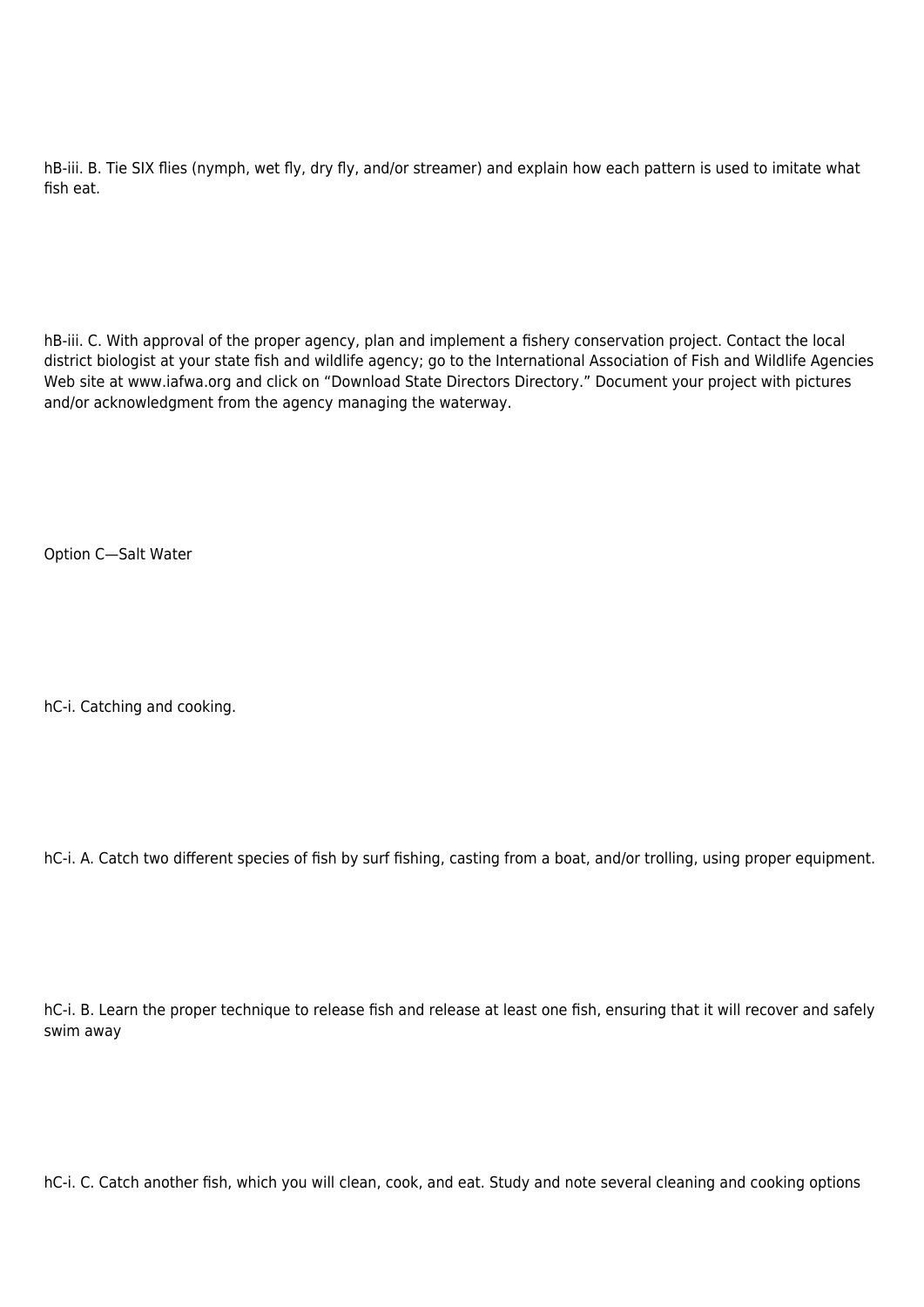hB-iii. B. Tie SIX flies (nymph, wet fly, dry fly, and/or streamer) and explain how each pattern is used to imitate what fish eat.

hB-iii. C. With approval of the proper agency, plan and implement a fishery conservation project. Contact the local district biologist at your state fish and wildlife agency; go to the International Association of Fish and Wildlife Agencies Web site at www.iafwa.org and click on “Download State Directors Directory.” Document your project with pictures and/or acknowledgment from the agency managing the waterway.

Option C—Salt Water

hC-i. Catching and cooking.

hC-i. A. Catch two different species of fish by surf fishing, casting from a boat, and/or trolling, using proper equipment.

hC-i. B. Learn the proper technique to release fish and release at least one fish, ensuring that it will recover and safely swim away

hC-i. C. Catch another fish, which you will clean, cook, and eat. Study and note several cleaning and cooking options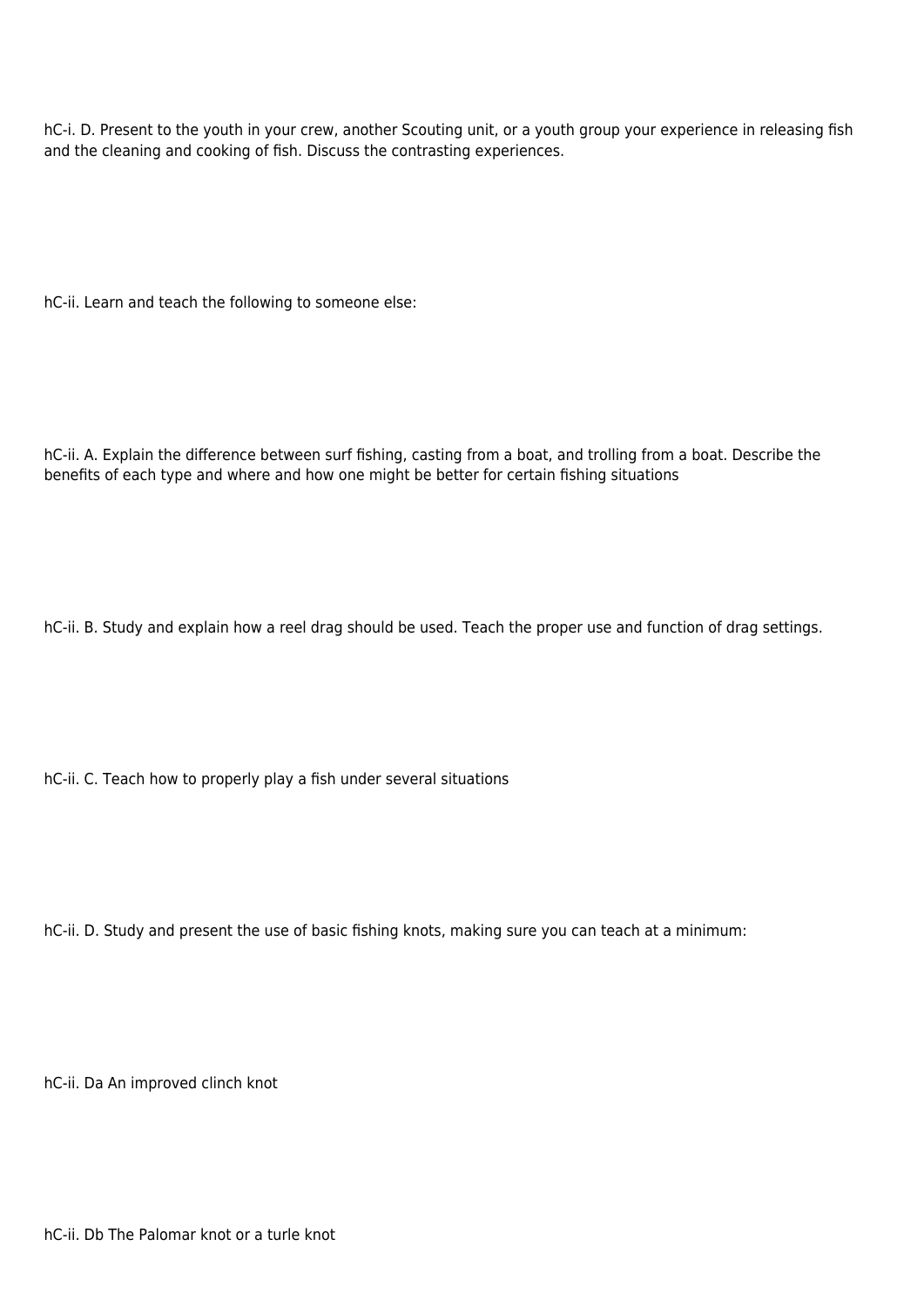hC-i. D. Present to the youth in your crew, another Scouting unit, or a youth group your experience in releasing fish and the cleaning and cooking of fish. Discuss the contrasting experiences.

hC-ii. Learn and teach the following to someone else:

hC-ii. A. Explain the difference between surf fishing, casting from a boat, and trolling from a boat. Describe the benefits of each type and where and how one might be better for certain fishing situations

hC-ii. B. Study and explain how a reel drag should be used. Teach the proper use and function of drag settings.

hC-ii. C. Teach how to properly play a fish under several situations

hC-ii. D. Study and present the use of basic fishing knots, making sure you can teach at a minimum:

hC-ii. Da An improved clinch knot

hC-ii. Db The Palomar knot or a turle knot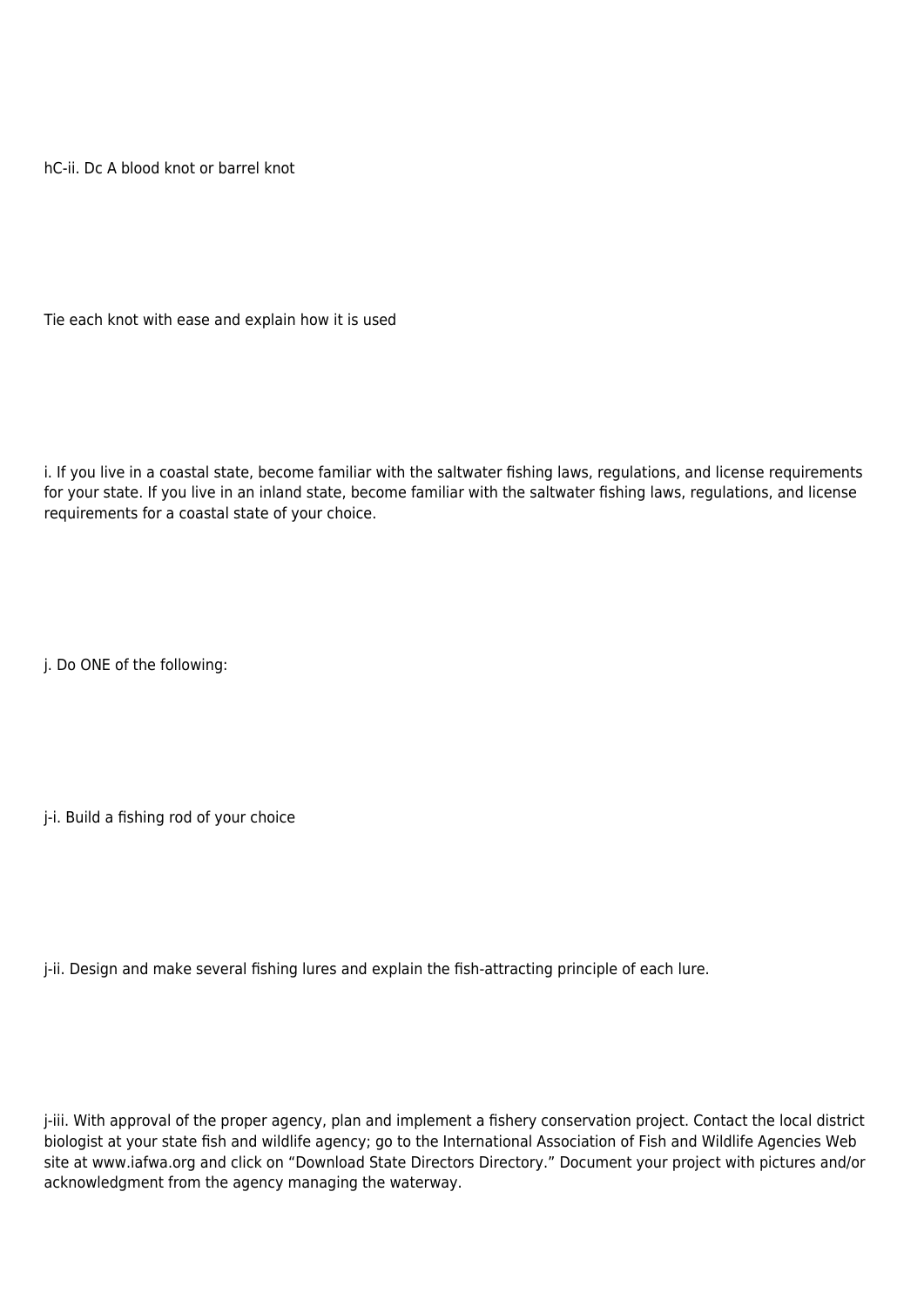hC-ii. Dc A blood knot or barrel knot

Tie each knot with ease and explain how it is used

i. If you live in a coastal state, become familiar with the saltwater fishing laws, regulations, and license requirements for your state. If you live in an inland state, become familiar with the saltwater fishing laws, regulations, and license requirements for a coastal state of your choice.

j. Do ONE of the following:

j-i. Build a fishing rod of your choice

j-ii. Design and make several fishing lures and explain the fish-attracting principle of each lure.

j-iii. With approval of the proper agency, plan and implement a fishery conservation project. Contact the local district biologist at your state fish and wildlife agency; go to the International Association of Fish and Wildlife Agencies Web site at www.iafwa.org and click on “Download State Directors Directory.” Document your project with pictures and/or acknowledgment from the agency managing the waterway.